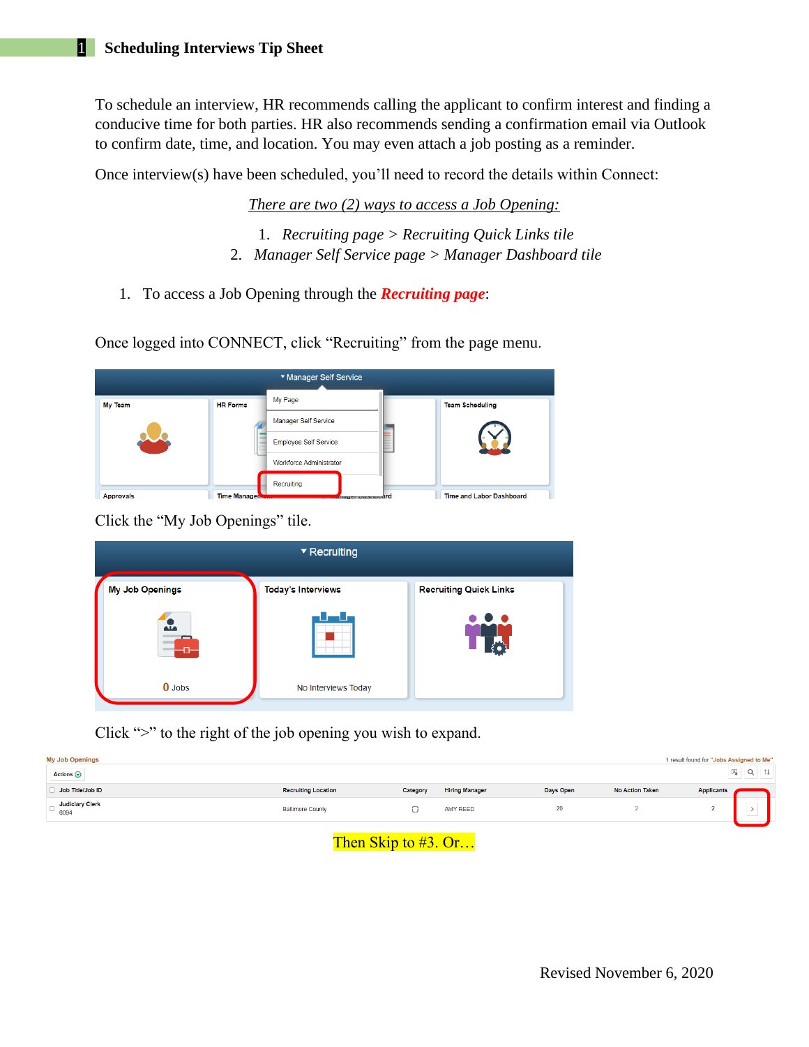# 1 Scheduling Interviews Tip Sheet

To schedule an interview, HR recommends calling the applicant to confirm interest and finding a conducive time for both parties. HR also recommends sending a confirmation email via Outlook to confirm date, time, and location. You may even attach a job posting as a reminder.

Once interview(s) have been scheduled, you'll need to record the details within Connect:

*There are two (2) ways to access a Job Opening:*

1. *Recruiting page > Recruiting Quick Links tile*
2. *Manager Self Service page > Manager Dashboard tile*

1. To access a Job Opening through the ***Recruiting page***:

Once logged into CONNECT, click "Recruiting" from the page menu.

Click the "My Job Openings" tile.

Click ">" to the right of the job opening you wish to expand.

Then Skip to #3. Or…

Revised November 6, 2020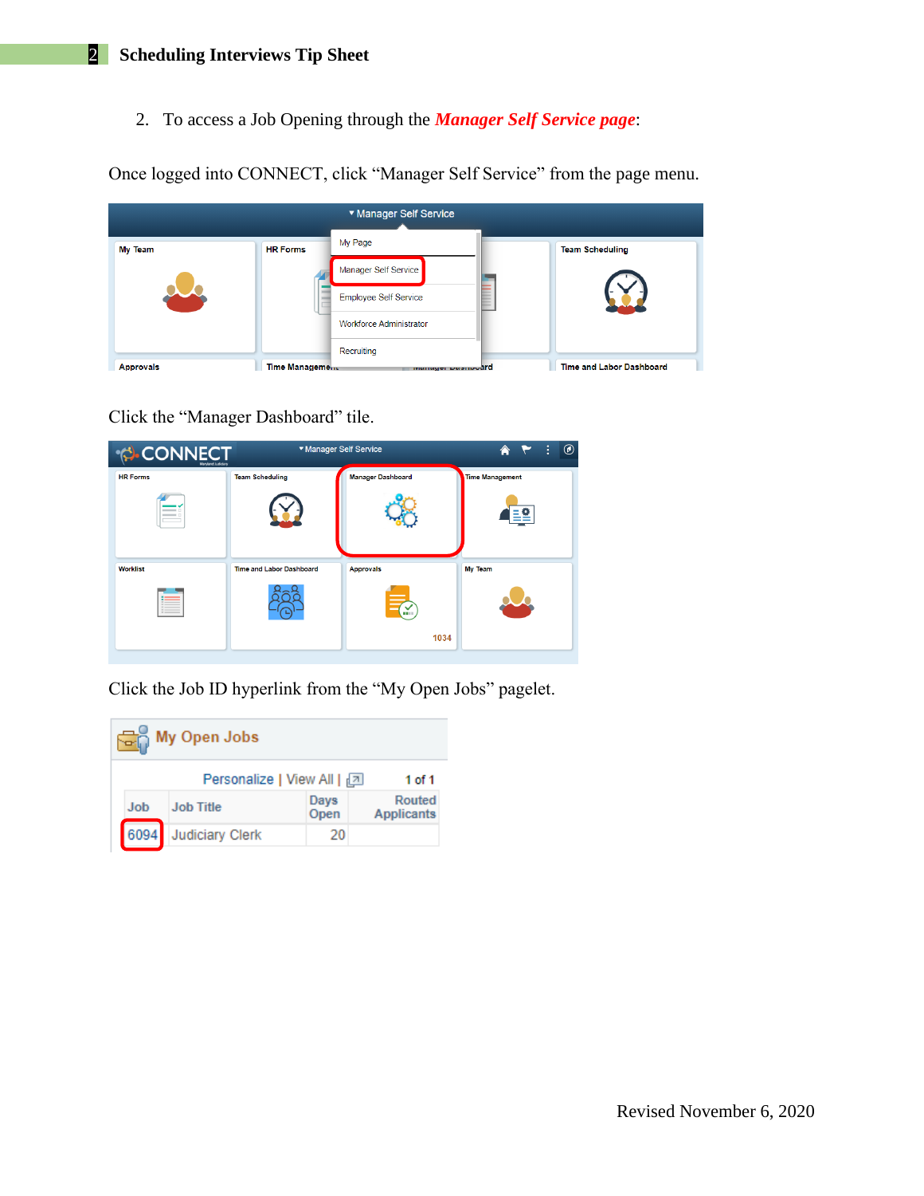2. To access a Job Opening through the ***Manager Self Service page***:

Once logged into CONNECT, click "Manager Self Service" from the page menu.

Click the "Manager Dashboard" tile.

Click the Job ID hyperlink from the "My Open Jobs" pagelet.

Revised November 6, 2020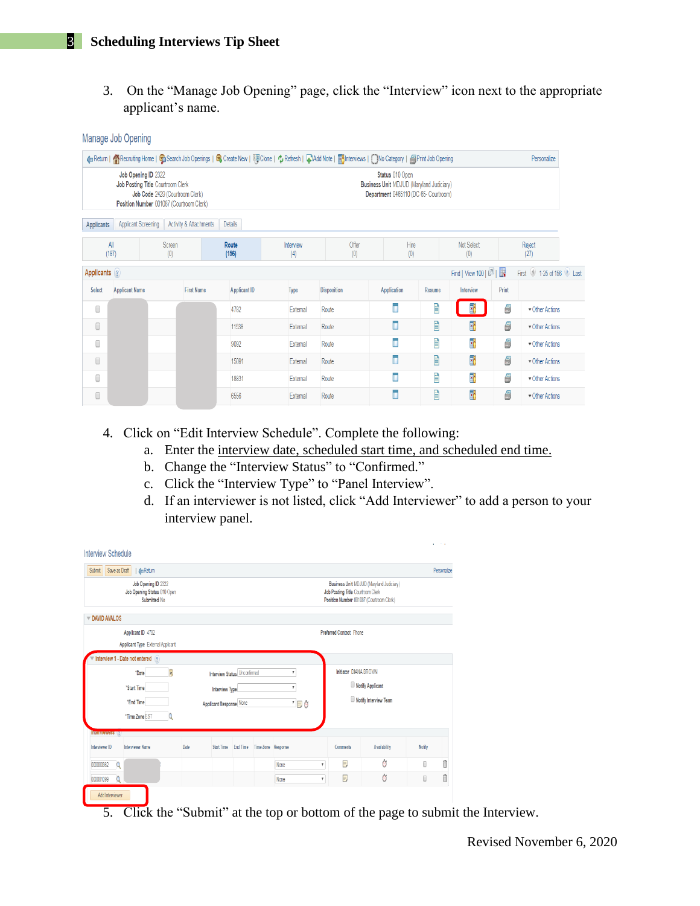3. On the “Manage Job Opening” page, click the “Interview” icon next to the appropriate applicant’s name.

4. Click on “Edit Interview Schedule”. Complete the following:
   a. Enter the interview date, scheduled start time, and scheduled end time.
   b. Change the “Interview Status” to “Confirmed.”
   c. Click the “Interview Type” to “Panel Interview”.
   d. If an interviewer is not listed, click “Add Interviewer” to add a person to your interview panel.

5. Click the “Submit” at the top or bottom of the page to submit the Interview.

Revised November 6, 2020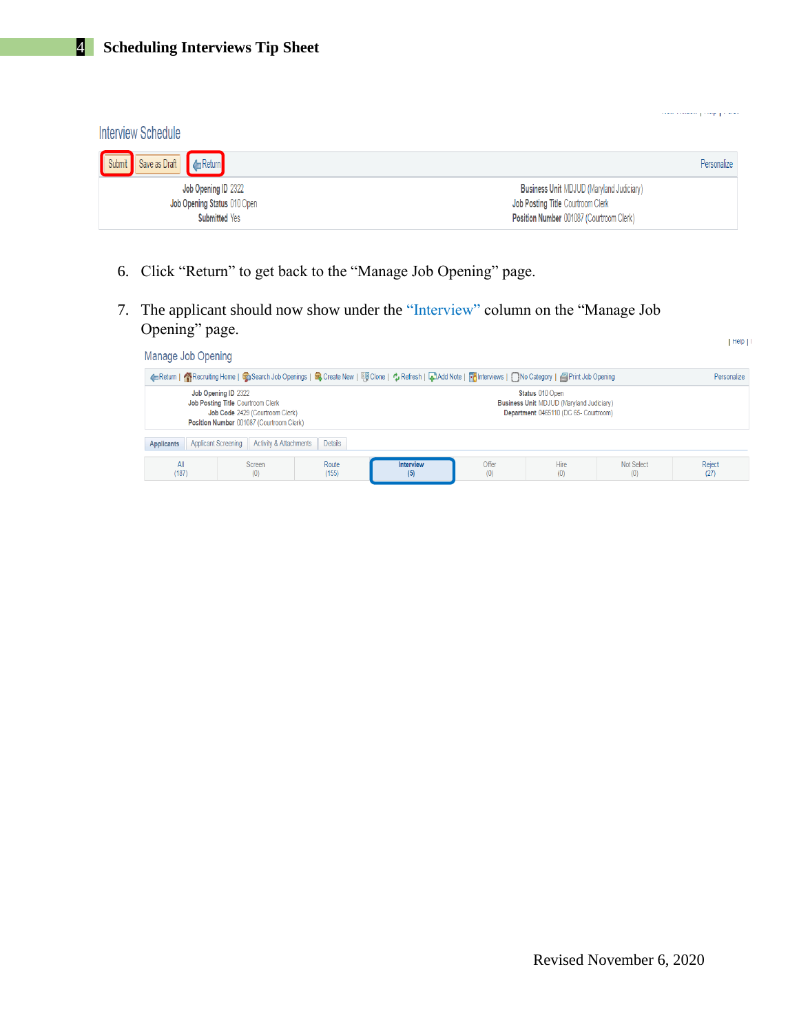Interview Schedule

Submit | Save as Draft | Return | Personalize

Job Opening ID 2322
Job Opening Status 010 Open
Submitted Yes

Business Unit MDJUD (Maryland Judiciary)
Job Posting Title Courtroom Clerk
Position Number 001087 (Courtroom Clerk)

6. Click "Return" to get back to the "Manage Job Opening" page.

7. The applicant should now show under the "Interview" column on the "Manage Job Opening" page.

Manage Job Opening

Return | Recruiting Home | Search Job Openings | Create New | Clone | Refresh | Add Note | Interviews | No Category | Print Job Opening | Personalize

Job Opening ID 2322
Job Posting Title Courtroom Clerk
Job Code 2429 (Courtroom Clerk)
Position Number 001087 (Courtroom Clerk)

Status 010 Open
Business Unit MDJUD (Maryland Judiciary)
Department 0465110 (DC 65- Courtroom)

Applicants | Applicant Screening | Activity & Attachments | Details

| All | Screen | Route | Interview | Offer | Hire | Not Select | Reject |
|---|---|---|---|---|---|---|---|
| (187) | (0) | (155) | (5) | (0) | (0) | (0) | (27) |